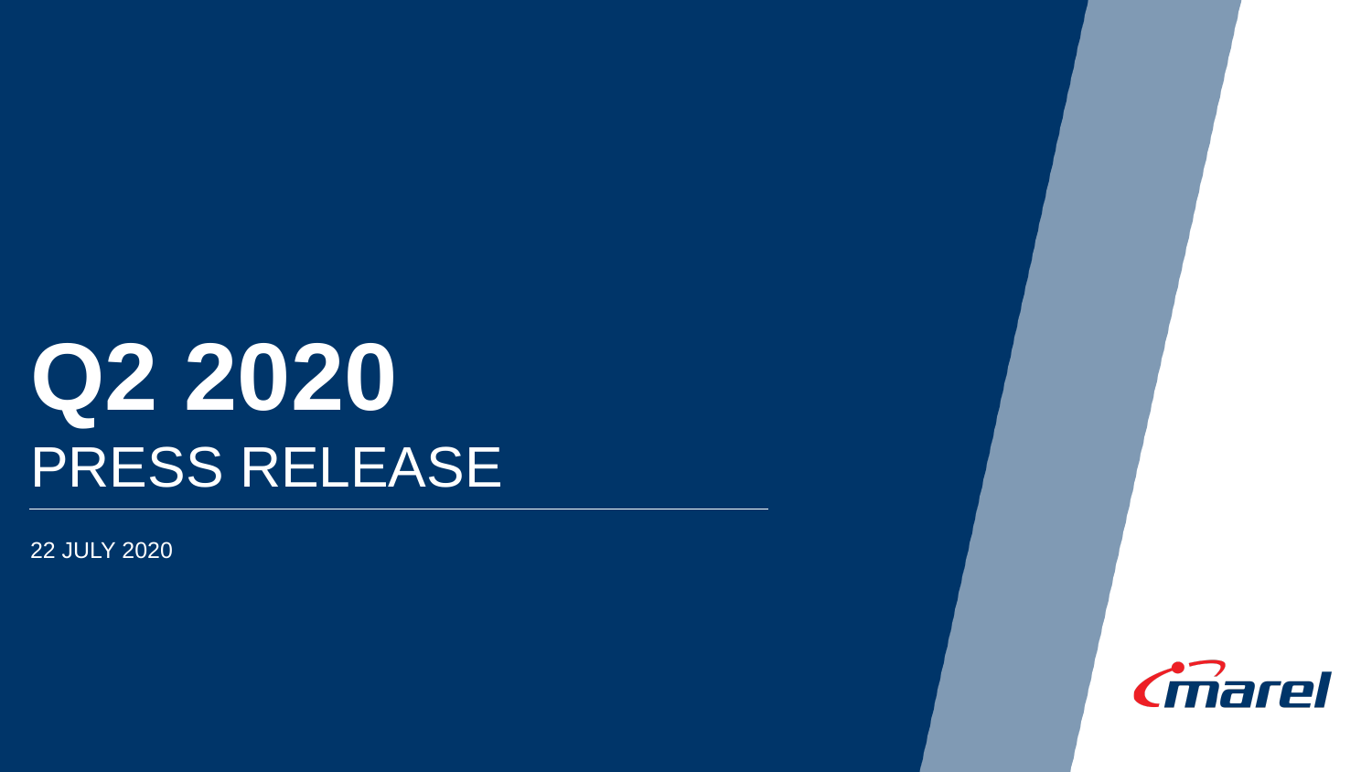# Q2 2020

## PRESS RELEASE

22 JULY 2020

marel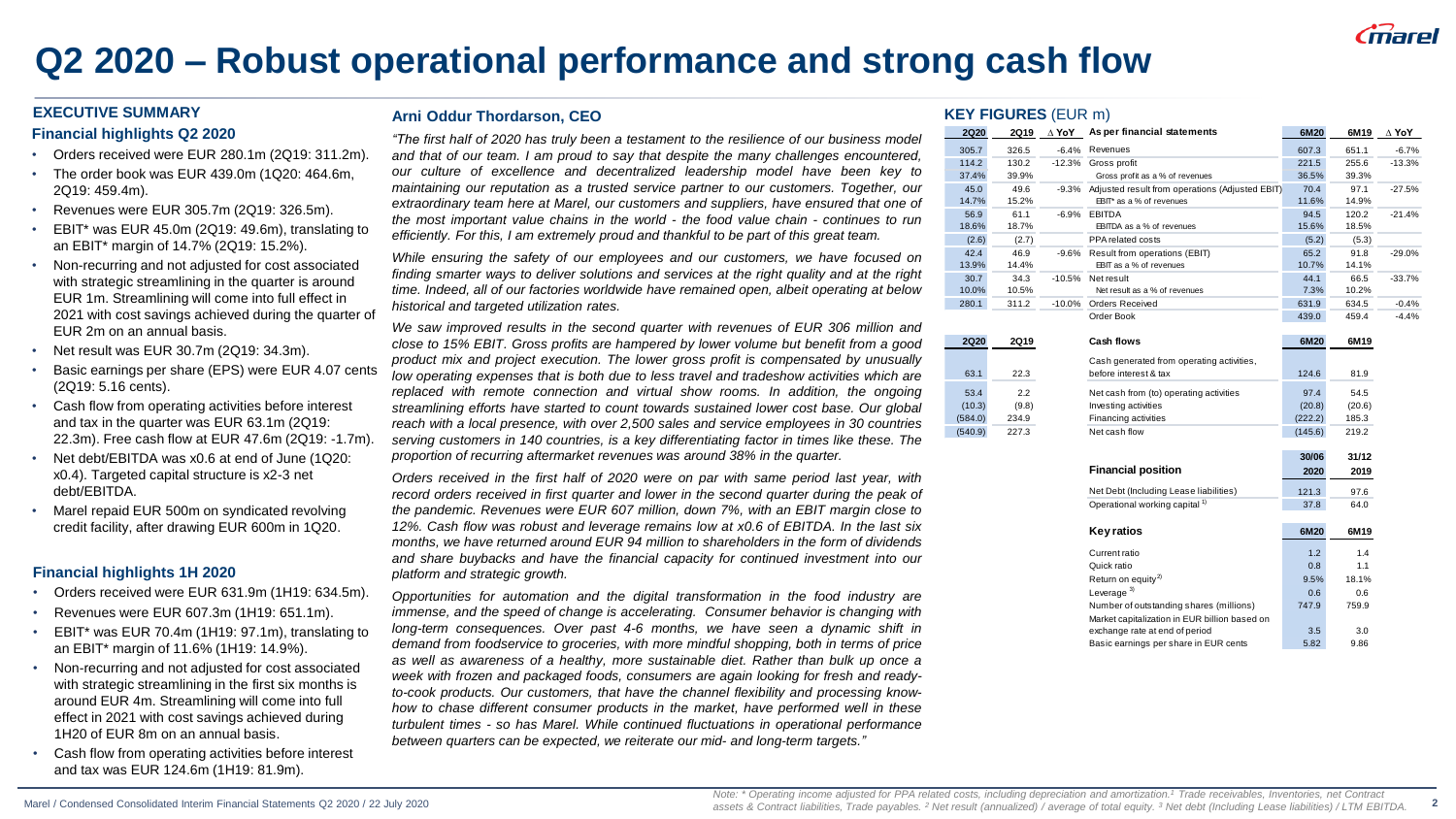# Q2 2020 – Robust operational performance and strong cash flow

## EXECUTIVE SUMMARY

### Financial highlights Q2 2020

- Orders received were EUR 280.1m (2Q19: 311.2m).
- The order book was EUR 439.0m (1Q20: 464.6m, 2Q19: 459.4m).
- Revenues were EUR 305.7m (2Q19: 326.5m).
- EBIT* was EUR 45.0m (2Q19: 49.6m), translating to an EBIT* margin of 14.7% (2Q19: 15.2%).
- Non-recurring and not adjusted for cost associated with strategic streamlining in the quarter is around EUR 1m. Streamlining will come into full effect in 2021 with cost savings achieved during the quarter of EUR 2m on an annual basis.
- Net result was EUR 30.7m (2Q19: 34.3m).
- Basic earnings per share (EPS) were EUR 4.07 cents (2Q19: 5.16 cents).
- Cash flow from operating activities before interest and tax in the quarter was EUR 63.1m (2Q19: 22.3m). Free cash flow at EUR 47.6m (2Q19: -1.7m).
- Net debt/EBITDA was x0.6 at end of June (1Q20: x0.4). Targeted capital structure is x2-3 net debt/EBITDA.
- Marel repaid EUR 500m on syndicated revolving credit facility, after drawing EUR 600m in 1Q20.

### Financial highlights 1H 2020

- Orders received were EUR 631.9m (1H19: 634.5m).
- Revenues were EUR 607.3m (1H19: 651.1m).
- EBIT* was EUR 70.4m (1H19: 97.1m), translating to an EBIT* margin of 11.6% (1H19: 14.9%).
- Non-recurring and not adjusted for cost associated with strategic streamlining in the first six months is around EUR 4m. Streamlining will come into full effect in 2021 with cost savings achieved during 1H20 of EUR 8m on an annual basis.
- Cash flow from operating activities before interest and tax was EUR 124.6m (1H19: 81.9m).

## Arni Oddur Thordarson, CEO

*"The first half of 2020 has truly been a testament to the resilience of our business model and that of our team. I am proud to say that despite the many challenges encountered, our culture of excellence and decentralized leadership model have been key to maintaining our reputation as a trusted service partner to our customers. Together, our extraordinary team here at Marel, our customers and suppliers, have ensured that one of the most important value chains in the world - the food value chain - continues to run efficiently. For this, I am extremely proud and thankful to be part of this great team.*

*While ensuring the safety of our employees and our customers, we have focused on finding smarter ways to deliver solutions and services at the right quality and at the right time. Indeed, all of our factories worldwide have remained open, albeit operating at below historical and targeted utilization rates.*

*We saw improved results in the second quarter with revenues of EUR 306 million and close to 15% EBIT. Gross profits are hampered by lower volume but benefit from a good product mix and project execution. The lower gross profit is compensated by unusually low operating expenses that is both due to less travel and tradeshow activities which are replaced with remote connection and virtual show rooms. In addition, the ongoing streamlining efforts have started to count towards sustained lower cost base. Our global reach with a local presence, with over 2,500 sales and service employees in 30 countries serving customers in 140 countries, is a key differentiating factor in times like these. The proportion of recurring aftermarket revenues was around 38% in the quarter.*

*Orders received in the first half of 2020 were on par with same period last year, with record orders received in first quarter and lower in the second quarter during the peak of the pandemic. Revenues were EUR 607 million, down 7%, with an EBIT margin close to 12%. Cash flow was robust and leverage remains low at x0.6 of EBITDA. In the last six months, we have returned around EUR 94 million to shareholders in the form of dividends and share buybacks and have the financial capacity for continued investment into our platform and strategic growth.*

*Opportunities for automation and the digital transformation in the food industry are immense, and the speed of change is accelerating. Consumer behavior is changing with long-term consequences. Over past 4-6 months, we have seen a dynamic shift in demand from foodservice to groceries, with more mindful shopping, both in terms of price as well as awareness of a healthy, more sustainable diet. Rather than bulk up once a week with frozen and packaged foods, consumers are again looking for fresh and ready-to-cook products. Our customers, that have the channel flexibility and processing know-how to chase different consumer products in the market, have performed well in these turbulent times - so has Marel. While continued fluctuations in operational performance between quarters can be expected, we reiterate our mid- and long-term targets."*

## KEY FIGURES (EUR m)

| 2Q20 | 2Q19 | Δ YoY | As per financial statements | 6M20 | 6M19 | Δ YoY |
|---|---|---|---|---|---|---|
| 305.7 | 326.5 | -6.4% | Revenues | 607.3 | 651.1 | -6.7% |
| 114.2 | 130.2 | -12.3% | Gross profit | 221.5 | 255.6 | -13.3% |
| 37.4% | 39.9% | | Gross profit as a % of revenues | 36.5% | 39.3% | |
| 45.0 | 49.6 | -9.3% | Adjusted result from operations (Adjusted EBIT) | 70.4 | 97.1 | -27.5% |
| 14.7% | 15.2% | | EBIT* as a % of revenues | 11.6% | 14.9% | |
| 56.9 | 61.1 | -6.9% | EBITDA | 94.5 | 120.2 | -21.4% |
| 18.6% | 18.7% | | EBITDA as a % of revenues | 15.6% | 18.5% | |
| (2.6) | (2.7) | | PPA related costs | (5.2) | (5.3) | |
| 42.4 | 46.9 | -9.6% | Result from operations (EBIT) | 65.2 | 91.8 | -29.0% |
| 13.9% | 14.4% | | EBIT as a % of revenues | 10.7% | 14.1% | |
| 30.7 | 34.3 | -10.5% | Net result | 44.1 | 66.5 | -33.7% |
| 10.0% | 10.5% | | Net result as a % of revenues | 7.3% | 10.2% | |
| 280.1 | 311.2 | -10.0% | Orders Received | 631.9 | 634.5 | -0.4% |
| | | | Order Book | 439.0 | 459.4 | -4.4% |

| 2Q20 | 2Q19 | Cash flows | 6M20 | 6M19 |
|---|---|---|---|---|
| 63.1 | 22.3 | Cash generated from operating activities, before interest & tax | 124.6 | 81.9 |
| 53.4 | 2.2 | Net cash from (to) operating activities | 97.4 | 54.5 |
| (10.3) | (9.8) | Investing activities | (20.8) | (20.6) |
| (584.0) | 234.9 | Financing activities | (222.2) | 185.3 |
| (540.9) | 227.3 | Net cash flow | (145.6) | 219.2 |

| Financial position | 30/06 2020 | 31/12 2019 |
|---|---|---|
| Net Debt (Including Lease liabilities) | 121.3 | 97.6 |
| Operational working capital [1] | 37.8 | 64.0 |

| Key ratios | 6M20 | 6M19 |
|---|---|---|
| Current ratio | 1.2 | 1.4 |
| Quick ratio | 0.8 | 1.1 |
| Return on equity [2] | 9.5% | 18.1% |
| Leverage [3] | 0.6 | 0.6 |
| Number of outstanding shares (millions) | 747.9 | 759.9 |
| Market capitalization in EUR billion based on exchange rate at end of period | 3.5 | 3.0 |
| Basic earnings per share in EUR cents | 5.82 | 9.86 |

*Note: \* Operating income adjusted for PPA related costs, including depreciation and amortization.[1] Trade receivables, Inventories, net Contract assets & Contract liabilities, Trade payables. [2] Net result (annualized) / average of total equity. [3] Net debt (Including Lease liabilities) / LTM EBITDA.*

Marel / Condensed Consolidated Interim Financial Statements Q2 2020 / 22 July 2020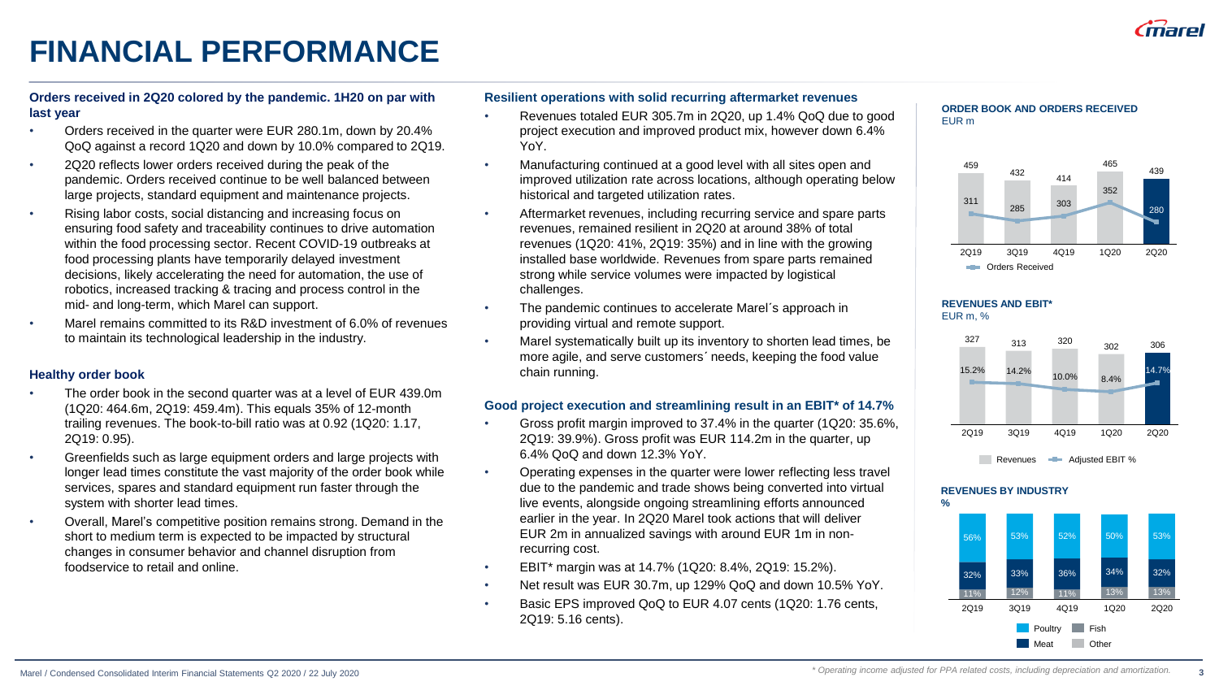# FINANCIAL PERFORMANCE

**Orders received in 2Q20 colored by the pandemic. 1H20 on par with last year**

- Orders received in the quarter were EUR 280.1m, down by 20.4% QoQ against a record 1Q20 and down by 10.0% compared to 2Q19.
- 2Q20 reflects lower orders received during the peak of the pandemic. Orders received continue to be well balanced between large projects, standard equipment and maintenance projects.
- Rising labor costs, social distancing and increasing focus on ensuring food safety and traceability continues to drive automation within the food processing sector. Recent COVID-19 outbreaks at food processing plants have temporarily delayed investment decisions, likely accelerating the need for automation, the use of robotics, increased tracking & tracing and process control in the mid- and long-term, which Marel can support.
- Marel remains committed to its R&D investment of 6.0% of revenues to maintain its technological leadership in the industry.

**Healthy order book**

- The order book in the second quarter was at a level of EUR 439.0m (1Q20: 464.6m, 2Q19: 459.4m). This equals 35% of 12-month trailing revenues. The book-to-bill ratio was at 0.92 (1Q20: 1.17, 2Q19: 0.95).
- Greenfields such as large equipment orders and large projects with longer lead times constitute the vast majority of the order book while services, spares and standard equipment run faster through the system with shorter lead times.
- Overall, Marel's competitive position remains strong. Demand in the short to medium term is expected to be impacted by structural changes in consumer behavior and channel disruption from foodservice to retail and online.

**Resilient operations with solid recurring aftermarket revenues**

- Revenues totaled EUR 305.7m in 2Q20, up 1.4% QoQ due to good project execution and improved product mix, however down 6.4% YoY.
- Manufacturing continued at a good level with all sites open and improved utilization rate across locations, although operating below historical and targeted utilization rates.
- Aftermarket revenues, including recurring service and spare parts revenues, remained resilient in 2Q20 at around 38% of total revenues (1Q20: 41%, 2Q19: 35%) and in line with the growing installed base worldwide. Revenues from spare parts remained strong while service volumes were impacted by logistical challenges.
- The pandemic continues to accelerate Marel´s approach in providing virtual and remote support.
- Marel systematically built up its inventory to shorten lead times, be more agile, and serve customers´ needs, keeping the food value chain running.

**Good project execution and streamlining result in an EBIT* of 14.7%**

- Gross profit margin improved to 37.4% in the quarter (1Q20: 35.6%, 2Q19: 39.9%). Gross profit was EUR 114.2m in the quarter, up 6.4% QoQ and down 12.3% YoY.
- Operating expenses in the quarter were lower reflecting less travel due to the pandemic and trade shows being converted into virtual live events, alongside ongoing streamlining efforts announced earlier in the year. In 2Q20 Marel took actions that will deliver EUR 2m in annualized savings with around EUR 1m in non-recurring cost.
- EBIT* margin was at 14.7% (1Q20: 8.4%, 2Q19: 15.2%).
- Net result was EUR 30.7m, up 129% QoQ and down 10.5% YoY.
- Basic EPS improved QoQ to EUR 4.07 cents (1Q20: 1.76 cents, 2Q19: 5.16 cents).

**ORDER BOOK AND ORDERS RECEIVED**
EUR m

459 432 414 465 439
311 285 303 352 280
2Q19 3Q19 4Q19 1Q20 2Q20
Orders Received

**REVENUES AND EBIT***
EUR m, %

327 313 320 302 306
15.2% 14.2% 10.0% 8.4% 14.7%
2Q19 3Q19 4Q19 1Q20 2Q20
Revenues Adjusted EBIT %

**REVENUES BY INDUSTRY**
%

56% 53% 52% 50% 53%
32% 33% 36% 34% 32%
11% 12% 11% 13% 13%
2Q19 3Q19 4Q19 1Q20 2Q20
Poultry Fish Meat Other

*\* Operating income adjusted for PPA related costs, including depreciation and amortization.*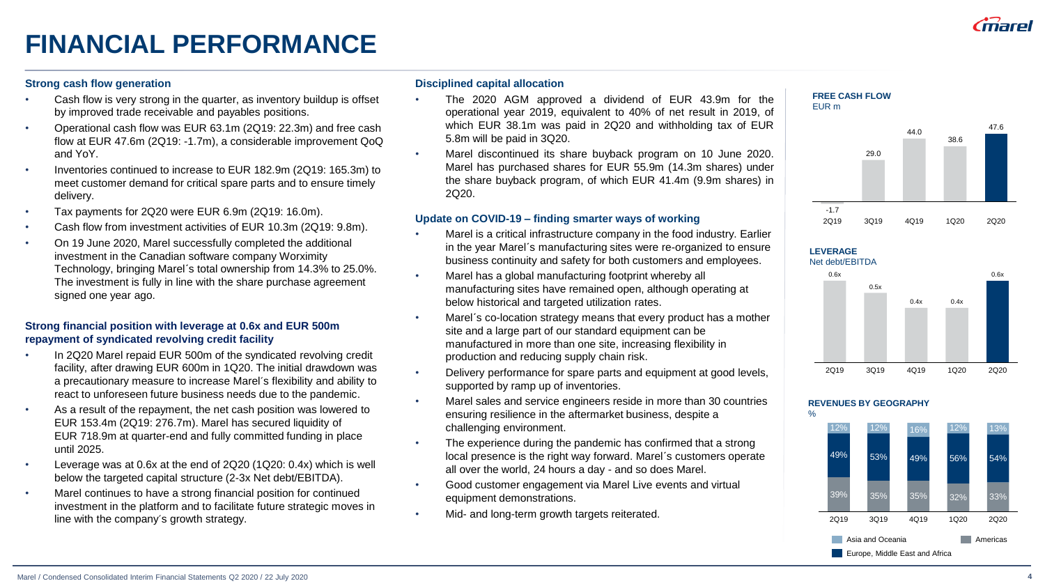# FINANCIAL PERFORMANCE

### Strong cash flow generation

- Cash flow is very strong in the quarter, as inventory buildup is offset by improved trade receivable and payables positions.
- Operational cash flow was EUR 63.1m (2Q19: 22.3m) and free cash flow at EUR 47.6m (2Q19: -1.7m), a considerable improvement QoQ and YoY.
- Inventories continued to increase to EUR 182.9m (2Q19: 165.3m) to meet customer demand for critical spare parts and to ensure timely delivery.
- Tax payments for 2Q20 were EUR 6.9m (2Q19: 16.0m).
- Cash flow from investment activities of EUR 10.3m (2Q19: 9.8m).
- On 19 June 2020, Marel successfully completed the additional investment in the Canadian software company Worximity Technology, bringing Marel´s total ownership from 14.3% to 25.0%. The investment is fully in line with the share purchase agreement signed one year ago.

### Strong financial position with leverage at 0.6x and EUR 500m repayment of syndicated revolving credit facility

- In 2Q20 Marel repaid EUR 500m of the syndicated revolving credit facility, after drawing EUR 600m in 1Q20. The initial drawdown was a precautionary measure to increase Marel´s flexibility and ability to react to unforeseen future business needs due to the pandemic.
- As a result of the repayment, the net cash position was lowered to EUR 153.4m (2Q19: 276.7m). Marel has secured liquidity of EUR 718.9m at quarter-end and fully committed funding in place until 2025.
- Leverage was at 0.6x at the end of 2Q20 (1Q20: 0.4x) which is well below the targeted capital structure (2-3x Net debt/EBITDA).
- Marel continues to have a strong financial position for continued investment in the platform and to facilitate future strategic moves in line with the company´s growth strategy.

### Disciplined capital allocation

- The 2020 AGM approved a dividend of EUR 43.9m for the operational year 2019, equivalent to 40% of net result in 2019, of which EUR 38.1m was paid in 2Q20 and withholding tax of EUR 5.8m will be paid in 3Q20.
- Marel discontinued its share buyback program on 10 June 2020. Marel has purchased shares for EUR 55.9m (14.3m shares) under the share buyback program, of which EUR 41.4m (9.9m shares) in 2Q20.

### Update on COVID-19 – finding smarter ways of working

- Marel is a critical infrastructure company in the food industry. Earlier in the year Marel´s manufacturing sites were re-organized to ensure business continuity and safety for both customers and employees.
- Marel has a global manufacturing footprint whereby all manufacturing sites have remained open, although operating at below historical and targeted utilization rates.
- Marel´s co-location strategy means that every product has a mother site and a large part of our standard equipment can be manufactured in more than one site, increasing flexibility in production and reducing supply chain risk.
- Delivery performance for spare parts and equipment at good levels, supported by ramp up of inventories.
- Marel sales and service engineers reside in more than 30 countries ensuring resilience in the aftermarket business, despite a challenging environment.
- The experience during the pandemic has confirmed that a strong local presence is the right way forward. Marel´s customers operate all over the world, 24 hours a day - and so does Marel.
- Good customer engagement via Marel Live events and virtual equipment demonstrations.
- Mid- and long-term growth targets reiterated.

**FREE CASH FLOW**
EUR m

2Q19: -1.7
3Q19: 29.0
4Q19: 44.0
1Q20: 38.6
2Q20: 47.6

**LEVERAGE**
Net debt/EBITDA

2Q19: 0.6x
3Q19: 0.5x
4Q19: 0.4x
1Q20: 0.4x
2Q20: 0.6x

**REVENUES BY GEOGRAPHY**
%

2Q19: 12%, 49%, 39%
3Q19: 12%, 53%, 35%
4Q19: 16%, 49%, 35%
1Q20: 12%, 56%, 32%
2Q20: 13%, 54%, 33%

Asia and Oceania
Americas
Europe, Middle East and Africa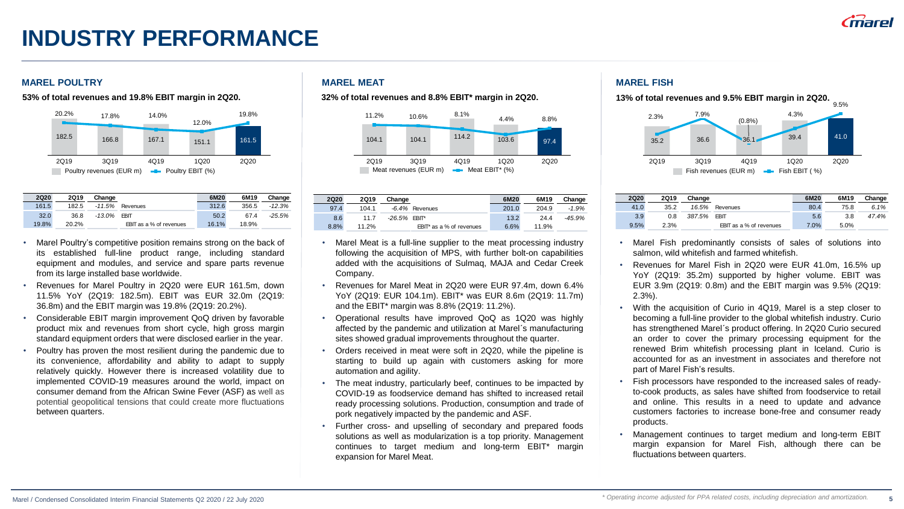# INDUSTRY PERFORMANCE

## MAREL POULTRY

**53% of total revenues and 19.8% EBIT margin in 2Q20.**

20.2% 17.8% 14.0% 12.0% 19.8%

182.5 166.8 167.1 151.1 161.5

2Q19 3Q19 4Q19 1Q20 2Q20

Poultry revenues (EUR m) Poultry EBIT (%)

| 2Q20 | 2Q19 | Change | | 6M20 | 6M19 | Change |
|---|---|---|---|---|---|---|
| 161.5 | 182.5 | -11.5% | Revenues | 312.6 | 356.5 | -12.3% |
| 32.0 | 36.8 | -13.0% | EBIT | 50.2 | 67.4 | -25.5% |
| 19.8% | 20.2% | | EBIT as a % of revenues | 16.1% | 18.9% | |

- Marel Poultry's competitive position remains strong on the back of its established full-line product range, including standard equipment and modules, and service and spare parts revenue from its large installed base worldwide.
- Revenues for Marel Poultry in 2Q20 were EUR 161.5m, down 11.5% YoY (2Q19: 182.5m). EBIT was EUR 32.0m (2Q19: 36.8m) and the EBIT margin was 19.8% (2Q19: 20.2%).
- Considerable EBIT margin improvement QoQ driven by favorable product mix and revenues from short cycle, high gross margin standard equipment orders that were disclosed earlier in the year.
- Poultry has proven the most resilient during the pandemic due to its convenience, affordability and ability to adapt to supply relatively quickly. However there is increased volatility due to implemented COVID-19 measures around the world, impact on consumer demand from the African Swine Fever (ASF) as well as potential geopolitical tensions that could create more fluctuations between quarters.

## MAREL MEAT

**32% of total revenues and 8.8% EBIT* margin in 2Q20.**

11.2% 10.6% 8.1% 4.4% 8.8%

104.1 104.1 114.2 103.6 97.4

2Q19 3Q19 4Q19 1Q20 2Q20

Meat revenues (EUR m) Meat EBIT* (%)

| 2Q20 | 2Q19 | Change | | 6M20 | 6M19 | Change |
|---|---|---|---|---|---|---|
| 97.4 | 104.1 | -6.4% | Revenues | 201.0 | 204.9 | -1.9% |
| 8.6 | 11.7 | -26.5% | EBIT* | 13.2 | 24.4 | -45.9% |
| 8.8% | 11.2% | | EBIT* as a % of revenues | 6.6% | 11.9% | |

- Marel Meat is a full-line supplier to the meat processing industry following the acquisition of MPS, with further bolt-on capabilities added with the acquisitions of Sulmaq, MAJA and Cedar Creek Company.
- Revenues for Marel Meat in 2Q20 were EUR 97.4m, down 6.4% YoY (2Q19: EUR 104.1m). EBIT* was EUR 8.6m (2Q19: 11.7m) and the EBIT* margin was 8.8% (2Q19: 11.2%).
- Operational results have improved QoQ as 1Q20 was highly affected by the pandemic and utilization at Marel´s manufacturing sites showed gradual improvements throughout the quarter.
- Orders received in meat were soft in 2Q20, while the pipeline is starting to build up again with customers asking for more automation and agility.
- The meat industry, particularly beef, continues to be impacted by COVID-19 as foodservice demand has shifted to increased retail ready processing solutions. Production, consumption and trade of pork negatively impacted by the pandemic and ASF.
- Further cross- and upselling of secondary and prepared foods solutions as well as modularization is a top priority. Management continues to target medium and long-term EBIT* margin expansion for Marel Meat.

## MAREL FISH

**13% of total revenues and 9.5% EBIT margin in 2Q20.**

2.3% 7.9% (0.8%) 4.3% 9.5%

35.2 36.6 36.1 39.4 41.0

2Q19 3Q19 4Q19 1Q20 2Q20

Fish revenues (EUR m) Fish EBIT ( %)

| 2Q20 | 2Q19 | Change | | 6M20 | 6M19 | Change |
|---|---|---|---|---|---|---|
| 41.0 | 35.2 | 16.5% | Revenues | 80.4 | 75.8 | 6.1% |
| 3.9 | 0.8 | 387.5% | EBIT | 5.6 | 3.8 | 47.4% |
| 9.5% | 2.3% | | EBIT as a % of revenues | 7.0% | 5.0% | |

- Marel Fish predominantly consists of sales of solutions into salmon, wild whitefish and farmed whitefish.
- Revenues for Marel Fish in 2Q20 were EUR 41.0m, 16.5% up YoY (2Q19: 35.2m) supported by higher volume. EBIT was EUR 3.9m (2Q19: 0.8m) and the EBIT margin was 9.5% (2Q19: 2.3%).
- With the acquisition of Curio in 4Q19, Marel is a step closer to becoming a full-line provider to the global whitefish industry. Curio has strengthened Marel´s product offering. In 2Q20 Curio secured an order to cover the primary processing equipment for the renewed Brim whitefish processing plant in Iceland. Curio is accounted for as an investment in associates and therefore not part of Marel Fish's results.
- Fish processors have responded to the increased sales of ready-to-cook products, as sales have shifted from foodservice to retail and online. This results in a need to update and advance customers factories to increase bone-free and consumer ready products.
- Management continues to target medium and long-term EBIT margin expansion for Marel Fish, although there can be fluctuations between quarters.

Marel / Condensed Consolidated Interim Financial Statements Q2 2020 / 22 July 2020

\* Operating income adjusted for PPA related costs, including depreciation and amortization.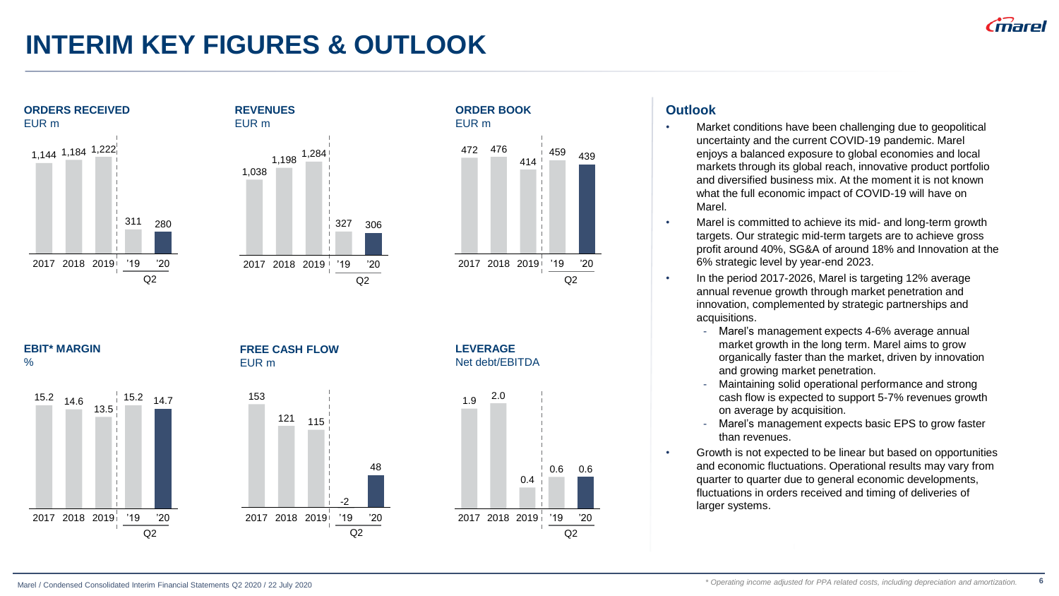# INTERIM KEY FIGURES & OUTLOOK

**ORDERS RECEIVED**
EUR m

1,144 1,184 1,222 311 280
2017 2018 2019 '19 '20
Q2

**REVENUES**
EUR m

1,038 1,198 1,284 327 306
2017 2018 2019 '19 '20
Q2

**ORDER BOOK**
EUR m

472 476 414 459 439
2017 2018 2019 '19 '20
Q2

**EBIT* MARGIN**
%

15.2 14.6 13.5 15.2 14.7
2017 2018 2019 '19 '20
Q2

**FREE CASH FLOW**
EUR m

153 121 115 -2 48
2017 2018 2019 '19 '20
Q2

**LEVERAGE**
Net debt/EBITDA

1.9 2.0 0.4 0.6 0.6
2017 2018 2019 '19 '20
Q2

## Outlook

- Market conditions have been challenging due to geopolitical uncertainty and the current COVID-19 pandemic. Marel enjoys a balanced exposure to global economies and local markets through its global reach, innovative product portfolio and diversified business mix. At the moment it is not known what the full economic impact of COVID-19 will have on Marel.
- Marel is committed to achieve its mid- and long-term growth targets. Our strategic mid-term targets are to achieve gross profit around 40%, SG&A of around 18% and Innovation at the 6% strategic level by year-end 2023.
- In the period 2017-2026, Marel is targeting 12% average annual revenue growth through market penetration and innovation, complemented by strategic partnerships and acquisitions.
  - Marel's management expects 4-6% average annual market growth in the long term. Marel aims to grow organically faster than the market, driven by innovation and growing market penetration.
  - Maintaining solid operational performance and strong cash flow is expected to support 5-7% revenues growth on average by acquisition.
  - Marel's management expects basic EPS to grow faster than revenues.
- Growth is not expected to be linear but based on opportunities and economic fluctuations. Operational results may vary from quarter to quarter due to general economic developments, fluctuations in orders received and timing of deliveries of larger systems.

*\* Operating income adjusted for PPA related costs, including depreciation and amortization.*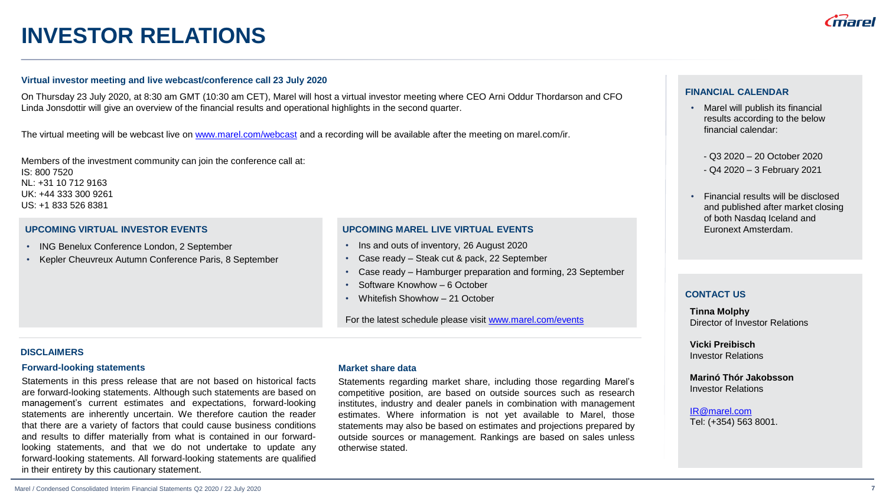# INVESTOR RELATIONS

### Virtual investor meeting and live webcast/conference call 23 July 2020

On Thursday 23 July 2020, at 8:30 am GMT (10:30 am CET), Marel will host a virtual investor meeting where CEO Arni Oddur Thordarson and CFO Linda Jonsdottir will give an overview of the financial results and operational highlights in the second quarter.

The virtual meeting will be webcast live on www.marel.com/webcast and a recording will be available after the meeting on marel.com/ir.

Members of the investment community can join the conference call at:
IS: 800 7520
NL: +31 10 712 9163
UK: +44 333 300 9261
US: +1 833 526 8381

### UPCOMING VIRTUAL INVESTOR EVENTS

- ING Benelux Conference London, 2 September
- Kepler Cheuvreux Autumn Conference Paris, 8 September

### UPCOMING MAREL LIVE VIRTUAL EVENTS

- Ins and outs of inventory, 26 August 2020
- Case ready – Steak cut & pack, 22 September
- Case ready – Hamburger preparation and forming, 23 September
- Software Knowhow – 6 October
- Whitefish Showhow – 21 October

For the latest schedule please visit www.marel.com/events

## DISCLAIMERS

### Forward-looking statements

Statements in this press release that are not based on historical facts are forward-looking statements. Although such statements are based on management's current estimates and expectations, forward-looking statements are inherently uncertain. We therefore caution the reader that there are a variety of factors that could cause business conditions and results to differ materially from what is contained in our forward-looking statements, and that we do not undertake to update any forward-looking statements. All forward-looking statements are qualified in their entirety by this cautionary statement.

### Market share data

Statements regarding market share, including those regarding Marel's competitive position, are based on outside sources such as research institutes, industry and dealer panels in combination with management estimates. Where information is not yet available to Marel, those statements may also be based on estimates and projections prepared by outside sources or management. Rankings are based on sales unless otherwise stated.

### FINANCIAL CALENDAR

- Marel will publish its financial results according to the below financial calendar:

  - Q3 2020 – 20 October 2020
  - Q4 2020 – 3 February 2021

- Financial results will be disclosed and published after market closing of both Nasdaq Iceland and Euronext Amsterdam.

### CONTACT US

**Tinna Molphy**
Director of Investor Relations

**Vicki Preibisch**
Investor Relations

**Marinó Thór Jakobsson**
Investor Relations

IR@marel.com
Tel: (+354) 563 8001.